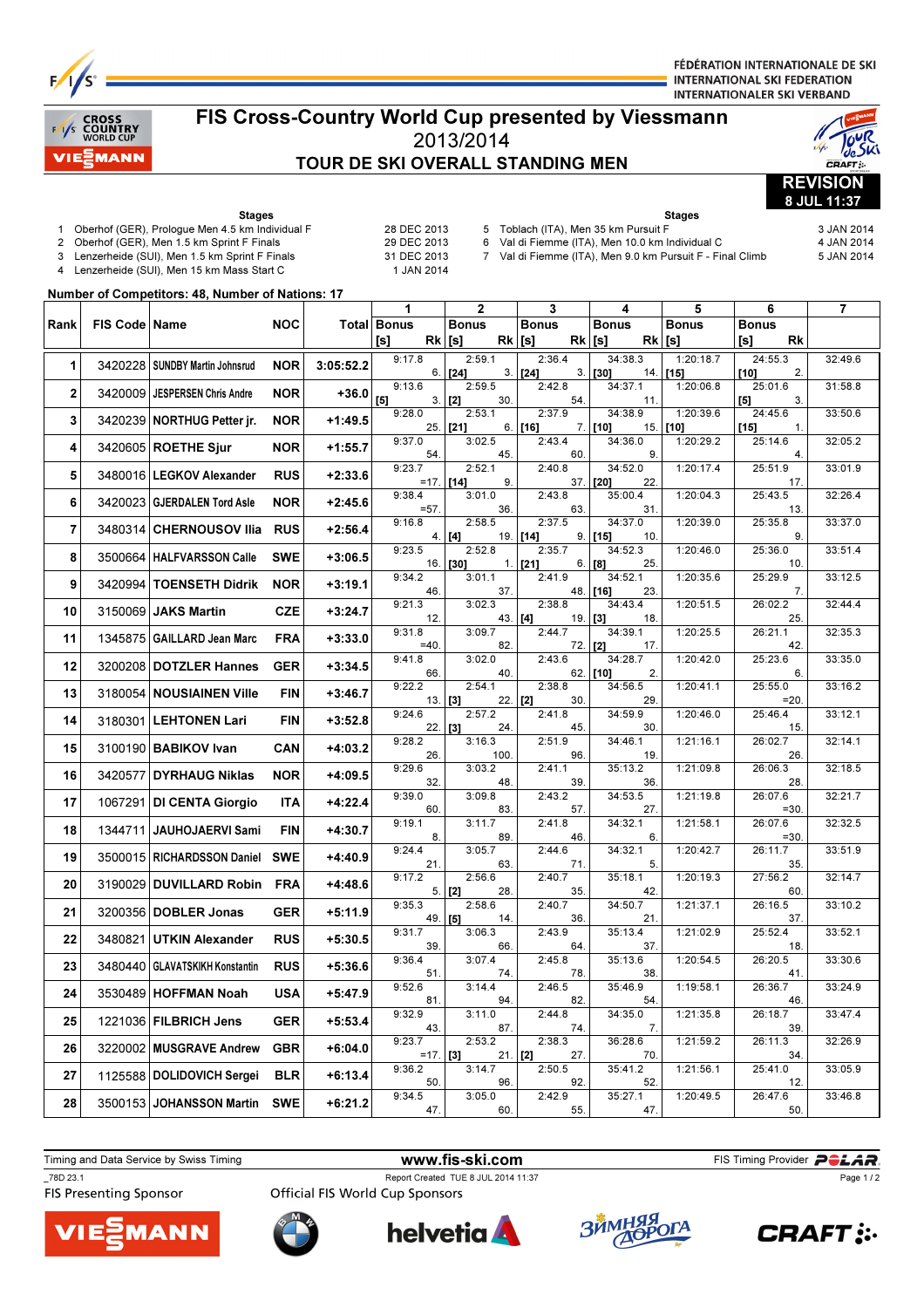FÉDÉRATION INTERNATIONALE DE SKI
INTERNATIONAL SKI FEDERATION
INTERNATIONALER SKI VERBAND

# FIS Cross-Country World Cup presented by Viessmann

## 2013/2014

## TOUR DE SKI OVERALL STANDING MEN

**REVISION**
8 JUL 11:37

**Stages**

1. Oberhof (GER), Prologue Men 4.5 km Individual F — 28 DEC 2013
2. Oberhof (GER), Men 1.5 km Sprint F Finals — 29 DEC 2013
3. Lenzerheide (SUI), Men 1.5 km Sprint F Finals — 31 DEC 2013
4. Lenzerheide (SUI), Men 15 km Mass Start C — 1 JAN 2014
5. Toblach (ITA), Men 35 km Pursuit F — 3 JAN 2014
6. Val di Fiemme (ITA), Men 10.0 km Individual C — 4 JAN 2014
7. Val di Fiemme (ITA), Men 9.0 km Pursuit F - Final Climb — 5 JAN 2014

**Number of Competitors: 48, Number of Nations: 17**

| Rank | FIS Code | Name | NOC | Total | 1 Time | 1 Bonus [s] | 1 Rk | 2 Time | 2 Bonus [s] | 2 Rk | 3 Time | 3 Bonus [s] | 3 Rk | 4 Time | 4 Bonus [s] | 4 Rk | 5 Time | 5 Bonus [s] | 6 Time | 6 Bonus [s] | 6 Rk | 7 |
|---|---|---|---|---|---|---|---|---|---|---|---|---|---|---|---|---|---|---|---|---|---|---|
| 1 | 3420228 | SUNDBY Martin Johnsrud | NOR | 3:05:52.2 | 9:17.8 | | 6. | 2:59.1 | [24] | 3. | 2:36.4 | [24] | 3. | 34:38.3 | [30] | 14. | 1:20:18.7 | [15] | 24:55.3 | [10] | 2. | 32:49.6 |
| 2 | 3420009 | JESPERSEN Chris Andre | NOR | +36.0 | 9:13.6 | [5] | 3. | 2:59.5 | [2] | 30. | 2:42.8 | | 54. | 34:37.1 | | 11. | 1:20:06.8 | | 25:01.6 | [5] | 3. | 31:58.8 |
| 3 | 3420239 | NORTHUG Petter jr. | NOR | +1:49.5 | 9:28.0 | | 25. | 2:53.1 | [21] | 6. | 2:37.9 | [16] | 7. | 34:38.9 | [10] | 15. | 1:20:39.6 | [10] | 24:45.6 | [15] | 1. | 33:50.6 |
| 4 | 3420605 | ROETHE Sjur | NOR | +1:55.7 | 9:37.0 | | 54. | 3:02.5 | | 45. | 2:43.4 | | 60. | 34:36.0 | | 9. | 1:20:29.2 | | 25:14.6 | | 4. | 32:05.2 |
| 5 | 3480016 | LEGKOV Alexander | RUS | +2:33.6 | 9:23.7 | | =17. | 2:52.1 | [14] | 9. | 2:40.8 | | 37. | 34:52.0 | [20] | 22. | 1:20:17.4 | | 25:51.9 | | 17. | 33:01.9 |
| 6 | 3420023 | GJERDALEN Tord Asle | NOR | +2:45.6 | 9:38.4 | | =57. | 3:01.0 | | 36. | 2:43.8 | | 63. | 35:00.4 | | 31. | 1:20:04.3 | | 25:43.5 | | 13. | 32:26.4 |
| 7 | 3480314 | CHERNOUSOV Ilia | RUS | +2:56.4 | 9:16.8 | | 4. | 2:58.5 | [4] | 19. | 2:37.5 | [14] | 9. | 34:37.0 | [15] | 10. | 1:20:39.0 | | 25:35.8 | | 9. | 33:37.0 |
| 8 | 3500664 | HALFVARSSON Calle | SWE | +3:06.5 | 9:23.5 | | 16. | 2:52.8 | [30] | 1. | 2:35.7 | [21] | 6. | 34:52.3 | [8] | 25. | 1:20:46.0 | | 25:36.0 | | 10. | 33:51.4 |
| 9 | 3420994 | TOENSETH Didrik | NOR | +3:19.1 | 9:34.2 | | 46. | 3:01.1 | | 37. | 2:41.9 | | 48. | 34:52.1 | [16] | 23. | 1:20:35.6 | | 25:29.9 | | 7. | 33:12.5 |
| 10 | 3150069 | JAKS Martin | CZE | +3:24.7 | 9:21.3 | | 12. | 3:02.3 | | 43. | 2:38.8 | [4] | 19. | 34:43.4 | [3] | 18. | 1:20:51.5 | | 26:02.2 | | 25. | 32:44.4 |
| 11 | 1345875 | GAILLARD Jean Marc | FRA | +3:33.0 | 9:31.8 | | =40. | 3:09.7 | | 82. | 2:44.7 | | 72. | 34:39.1 | [2] | 17. | 1:20:25.5 | | 26:21.1 | | 42. | 32:35.3 |
| 12 | 3200208 | DOTZLER Hannes | GER | +3:34.5 | 9:41.8 | | 66. | 3:02.0 | | 40. | 2:43.6 | | 62. | 34:28.7 | [10] | 2. | 1:20:42.0 | | 25:23.6 | | 6. | 33:35.0 |
| 13 | 3180054 | NOUSIAINEN Ville | FIN | +3:46.7 | 9:22.2 | | 13. | 2:54.1 | [3] | 22. | 2:38.8 | [2] | 30. | 34:56.5 | | 29. | 1:20:41.1 | | 25:55.0 | | =20. | 33:16.2 |
| 14 | 3180301 | LEHTONEN Lari | FIN | +3:52.8 | 9:24.6 | | 22. | 2:57.2 | [3] | 24. | 2:41.8 | | 45. | 34:59.9 | | 30. | 1:20:46.0 | | 25:46.4 | | 15. | 33:12.1 |
| 15 | 3100190 | BABIKOV Ivan | CAN | +4:03.2 | 9:28.2 | | 26. | 3:16.3 | | 100. | 2:51.9 | | 96. | 34:46.1 | | 19. | 1:21:16.1 | | 26:02.7 | | 26. | 32:14.1 |
| 16 | 3420577 | DYRHAUG Niklas | NOR | +4:09.5 | 9:29.6 | | 32. | 3:03.2 | | 48. | 2:41.1 | | 39. | 35:13.2 | | 36. | 1:21:09.8 | | 26:06.3 | | 28. | 32:18.5 |
| 17 | 1067291 | DI CENTA Giorgio | ITA | +4:22.4 | 9:39.0 | | 60. | 3:09.8 | | 83. | 2:43.2 | | 57. | 34:53.5 | | 27. | 1:21:19.8 | | 26:07.6 | | =30. | 32:21.7 |
| 18 | 1344711 | JAUHOJAERVI Sami | FIN | +4:30.7 | 9:19.1 | | 8. | 3:11.7 | | 89. | 2:41.8 | | 46. | 34:32.1 | | 6. | 1:21:58.1 | | 26:07.6 | | =30. | 32:32.5 |
| 19 | 3500015 | RICHARDSSON Daniel | SWE | +4:40.9 | 9:24.4 | | 21. | 3:05.7 | | 63. | 2:44.6 | | 71. | 34:32.1 | | 5. | 1:20:42.7 | | 26:11.7 | | 35. | 33:51.9 |
| 20 | 3190029 | DUVILLARD Robin | FRA | +4:48.6 | 9:17.2 | | 5. | 2:56.6 | [2] | 28. | 2:40.7 | | 35. | 35:18.1 | | 42. | 1:20:19.3 | | 27:56.2 | | 60. | 32:14.7 |
| 21 | 3200356 | DOBLER Jonas | GER | +5:11.9 | 9:35.3 | | 49. | 2:58.6 | [5] | 14. | 2:40.7 | | 36. | 34:50.7 | | 21. | 1:21:37.1 | | 26:16.5 | | 37. | 33:10.2 |
| 22 | 3480821 | UTKIN Alexander | RUS | +5:30.5 | 9:31.7 | | 39. | 3:06.3 | | 66. | 2:43.9 | | 64. | 35:13.4 | | 37. | 1:21:02.9 | | 25:52.4 | | 18. | 33:52.1 |
| 23 | 3480440 | GLAVATSKIKH Konstantin | RUS | +5:36.6 | 9:36.4 | | 51. | 3:07.4 | | 74. | 2:45.8 | | 78. | 35:13.6 | | 38. | 1:20:54.5 | | 26:20.5 | | 41. | 33:30.6 |
| 24 | 3530489 | HOFFMAN Noah | USA | +5:47.9 | 9:52.6 | | 81. | 3:14.4 | | 94. | 2:46.5 | | 82. | 35:46.9 | | 54. | 1:19:58.1 | | 26:36.7 | | 46. | 33:24.9 |
| 25 | 1221036 | FILBRICH Jens | GER | +5:53.4 | 9:32.9 | | 43. | 3:11.0 | | 87. | 2:44.8 | | 74. | 34:35.0 | | 7. | 1:21:35.8 | | 26:18.7 | | 39. | 33:47.4 |
| 26 | 3220002 | MUSGRAVE Andrew | GBR | +6:04.0 | 9:23.7 | | =17. | 2:53.2 | [3] | 21. | 2:38.3 | [2] | 27. | 36:28.6 | | 70. | 1:21:59.2 | | 26:11.3 | | 34. | 32:26.9 |
| 27 | 1125588 | DOLIDOVICH Sergei | BLR | +6:13.4 | 9:36.2 | | 50. | 3:14.7 | | 96. | 2:50.5 | | 92. | 35:41.2 | | 52. | 1:21:56.1 | | 25:41.0 | | 12. | 33:05.9 |
| 28 | 3500153 | JOHANSSON Martin | SWE | +6:21.2 | 9:34.5 | | 47. | 3:05.0 | | 60. | 2:42.9 | | 55. | 35:27.1 | | 47. | 1:20:49.5 | | 26:47.6 | | 50. | 33:46.8 |

Timing and Data Service by Swiss Timing — www.fis-ski.com — FIS Timing Provider POLAR

_78D 23.1 — Report Created TUE 8 JUL 2014 11:37

FIS Presenting Sponsor — Official FIS World Cup Sponsors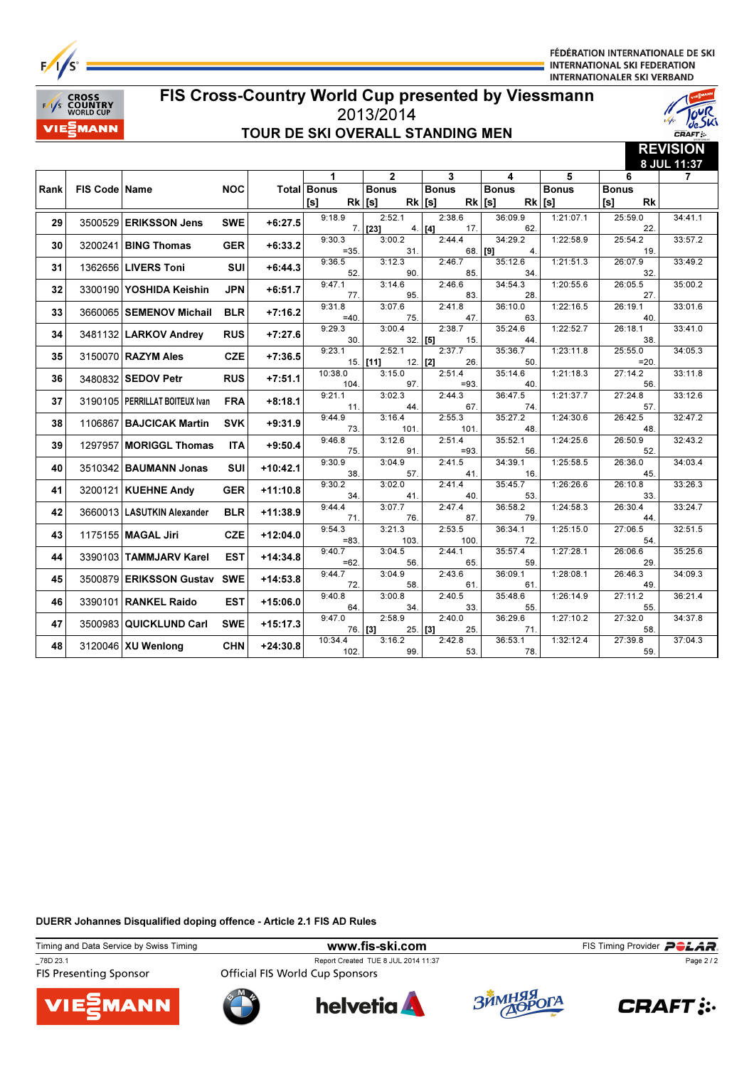# FIS Cross-Country World Cup presented by Viessmann

2013/2014

## TOUR DE SKI OVERALL STANDING MEN

**REVISION**
8 JUL 11:37

| Rank | FIS Code | Name | NOC | Total | 1 Bonus [s] Rk | 2 Bonus [s] Rk | 3 Bonus [s] Rk | 4 Bonus [s] Rk | 5 Bonus [s] | 6 Bonus [s] Rk | 7 |
|---|---|---|---|---|---|---|---|---|---|---|---|
| 29 | 3500529 | ERIKSSON Jens | SWE | +6:27.5 | 9:18.9 7. | 2:52.1 [23] 4. | 2:38.6 [4] 17. | 36:09.9 62. | 1:21:07.1 | 25:59.0 22. | 34:41.1 |
| 30 | 3200241 | BING Thomas | GER | +6:33.2 | 9:30.3 =35. | 3:00.2 31. | 2:44.4 68. | 34:29.2 [9] 4. | 1:22:58.9 | 25:54.2 19. | 33:57.2 |
| 31 | 1362656 | LIVERS Toni | SUI | +6:44.3 | 9:36.5 52. | 3:12.3 90. | 2:46.7 85. | 35:12.6 34. | 1:21:51.3 | 26:07.9 32. | 33:49.2 |
| 32 | 3300190 | YOSHIDA Keishin | JPN | +6:51.7 | 9:47.1 77. | 3:14.6 95. | 2:46.6 83. | 34:54.3 28. | 1:20:55.6 | 26:05.5 27. | 35:00.2 |
| 33 | 3660065 | SEMENOV Michail | BLR | +7:16.2 | 9:31.8 =40. | 3:07.6 75. | 2:41.8 47. | 36:10.0 63. | 1:22:16.5 | 26:19.1 40. | 33:01.6 |
| 34 | 3481132 | LARKOV Andrey | RUS | +7:27.6 | 9:29.3 30. | 3:00.4 32. | 2:38.7 [5] 15. | 35:24.6 44. | 1:22:52.7 | 26:18.1 38. | 33:41.0 |
| 35 | 3150070 | RAZYM Ales | CZE | +7:36.5 | 9:23.1 15. | 2:52.1 [11] 12. | 2:37.7 [2] 26. | 35:36.7 50. | 1:23:11.8 | 25:55.0 =20. | 34:05.3 |
| 36 | 3480832 | SEDOV Petr | RUS | +7:51.1 | 10:38.0 104. | 3:15.0 97. | 2:51.4 =93. | 35:14.6 40. | 1:21:18.3 | 27:14.2 56. | 33:11.8 |
| 37 | 3190105 | PERRILLAT BOITEUX Ivan | FRA | +8:18.1 | 9:21.1 11. | 3:02.3 44. | 2:44.3 67. | 36:47.5 74. | 1:21:37.7 | 27:24.8 57. | 33:12.6 |
| 38 | 1106867 | BAJCICAK Martin | SVK | +9:31.9 | 9:44.9 73. | 3:16.4 101. | 2:55.3 101. | 35:27.2 48. | 1:24:30.6 | 26:42.5 48. | 32:47.2 |
| 39 | 1297957 | MORIGGL Thomas | ITA | +9:50.4 | 9:46.8 75. | 3:12.6 91. | 2:51.4 =93. | 35:52.1 56. | 1:24:25.6 | 26:50.9 52. | 32:43.2 |
| 40 | 3510342 | BAUMANN Jonas | SUI | +10:42.1 | 9:30.9 38. | 3:04.9 57. | 2:41.5 41. | 34:39.1 16. | 1:25:58.5 | 26:36.0 45. | 34:03.4 |
| 41 | 3200121 | KUEHNE Andy | GER | +11:10.8 | 9:30.2 34. | 3:02.0 41. | 2:41.4 40. | 35:45.7 53. | 1:26:26.6 | 26:10.8 33. | 33:26.3 |
| 42 | 3660013 | LASUTKIN Alexander | BLR | +11:38.9 | 9:44.4 71. | 3:07.7 76. | 2:47.4 87. | 36:58.2 79. | 1:24:58.3 | 26:30.4 44. | 33:24.7 |
| 43 | 1175155 | MAGAL Jiri | CZE | +12:04.0 | 9:54.3 =83. | 3:21.3 103. | 2:53.5 100. | 36:34.1 72. | 1:25:15.0 | 27:06.5 54. | 32:51.5 |
| 44 | 3390103 | TAMMJARV Karel | EST | +14:34.8 | 9:40.7 =62. | 3:04.5 56. | 2:44.1 65. | 35:57.4 59. | 1:27:28.1 | 26:06.6 29. | 35:25.6 |
| 45 | 3500879 | ERIKSSON Gustav | SWE | +14:53.8 | 9:44.7 72. | 3:04.9 58. | 2:43.6 61. | 36:09.1 61. | 1:28:08.1 | 26:46.3 49. | 34:09.3 |
| 46 | 3390101 | RANKEL Raido | EST | +15:06.0 | 9:40.8 64. | 3:00.8 34. | 2:40.5 33. | 35:48.6 55. | 1:26:14.9 | 27:11.2 55. | 36:21.4 |
| 47 | 3500983 | QUICKLUND Carl | SWE | +15:17.3 | 9:47.0 76. | 2:58.9 [3] 25. | 2:40.0 [3] 25. | 36:29.6 71. | 1:27:10.2 | 27:32.0 58. | 34:37.8 |
| 48 | 3120046 | XU Wenlong | CHN | +24:30.8 | 10:34.4 102. | 3:16.2 99. | 2:42.8 53. | 36:53.1 78. | 1:32:12.4 | 27:39.8 59. | 37:04.3 |

**DUERR Johannes Disqualified doping offence - Article 2.1 FIS AD Rules**

Timing and Data Service by Swiss Timing — www.fis-ski.com — FIS Timing Provider POLAR

_78D 23.1 — Report Created TUE 8 JUL 2014 11:37

FIS Presenting Sponsor — Official FIS World Cup Sponsors